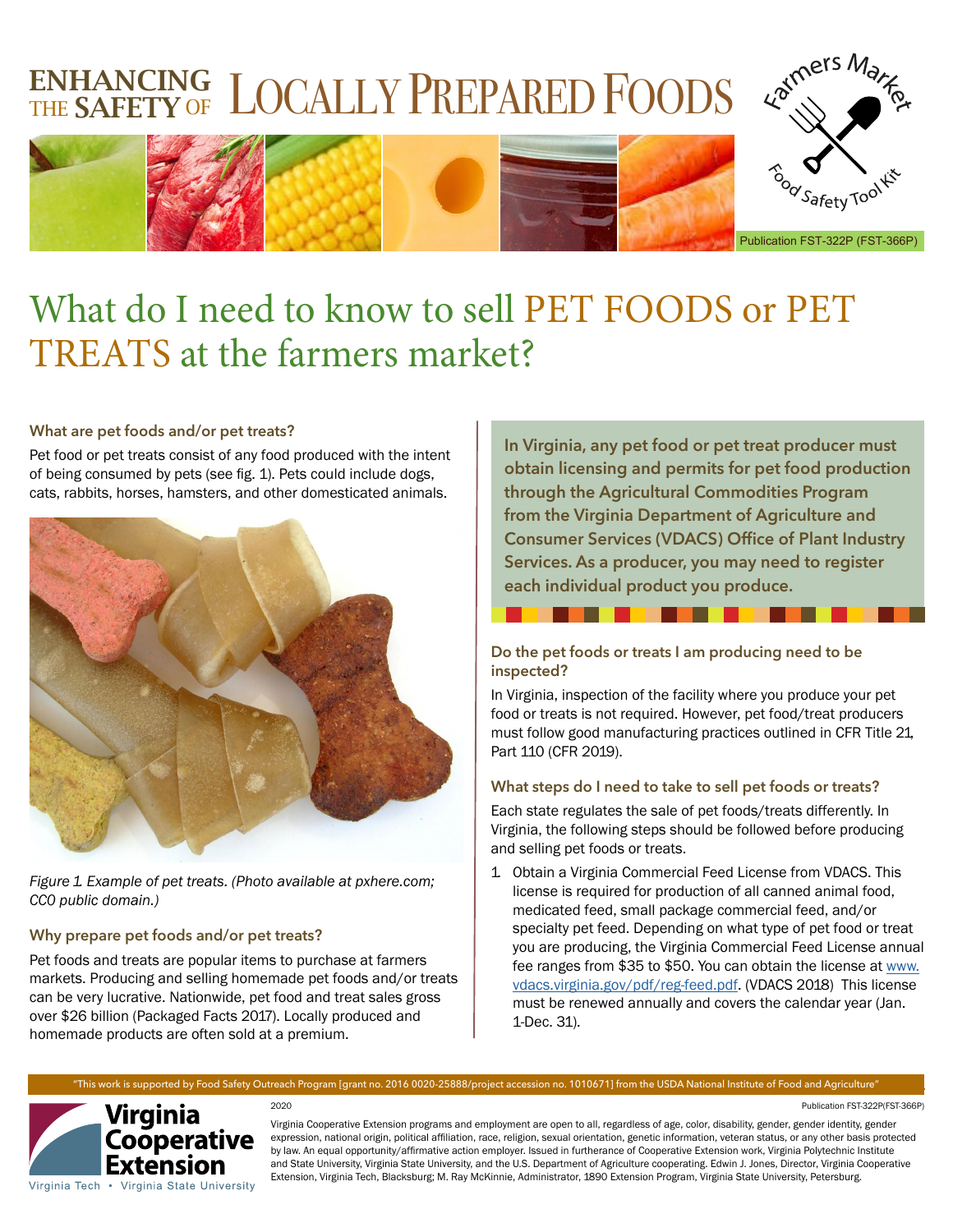# ENHANCING THE SAFETY OF LOCALLY PREPARED FOODS

Farmers Market Food Safety Tool Kit

Publication FST-322P (FST-366P)

# What do I need to know to sell PET FOODS or PET TREATS at the farmers market?

### What are pet foods and/or pet treats?

Pet food or pet treats consist of any food produced with the intent of being consumed by pets (see fig. 1). Pets could include dogs, cats, rabbits, horses, hamsters, and other domesticated animals.

*Figure 1. Example of pet treats. (Photo available at pxhere.com; CC0 public domain.)*

### Why prepare pet foods and/or pet treats?

Pet foods and treats are popular items to purchase at farmers markets. Producing and selling homemade pet foods and/or treats can be very lucrative. Nationwide, pet food and treat sales gross over $26 billion (Packaged Facts 2017). Locally produced and homemade products are often sold at a premium.

**In Virginia, any pet food or pet treat producer must obtain licensing and permits for pet food production through the Agricultural Commodities Program from the Virginia Department of Agriculture and Consumer Services (VDACS) Office of Plant Industry Services. As a producer, you may need to register each individual product you produce.**

### Do the pet foods or treats I am producing need to be inspected?

In Virginia, inspection of the facility where you produce your pet food or treats is not required. However, pet food/treat producers must follow good manufacturing practices outlined in CFR Title 21, Part 110 (CFR 2019).

### What steps do I need to take to sell pet foods or treats?

Each state regulates the sale of pet foods/treats differently. In Virginia, the following steps should be followed before producing and selling pet foods or treats.

1. Obtain a Virginia Commercial Feed License from VDACS. This license is required for production of all canned animal food, medicated feed, small package commercial feed, and/or specialty pet feed. Depending on what type of pet food or treat you are producing, the Virginia Commercial Feed License annual fee ranges from $35 to $50. You can obtain the license at www.vdacs.virginia.gov/pdf/reg-feed.pdf. (VDACS 2018) This license must be renewed annually and covers the calendar year (Jan. 1-Dec. 31).

"This work is supported by Food Safety Outreach Program [grant no. 2016 0020-25888/project accession no. 1010671] from the USDA National Institute of Food and Agriculture"

Virginia Cooperative Extension
Virginia Tech • Virginia State University

2020

Publication FST-322P(FST-366P)

Virginia Cooperative Extension programs and employment are open to all, regardless of age, color, disability, gender, gender identity, gender expression, national origin, political affiliation, race, religion, sexual orientation, genetic information, veteran status, or any other basis protected by law. An equal opportunity/affirmative action employer. Issued in furtherance of Cooperative Extension work, Virginia Polytechnic Institute and State University, Virginia State University, and the U.S. Department of Agriculture cooperating. Edwin J. Jones, Director, Virginia Cooperative Extension, Virginia Tech, Blacksburg; M. Ray McKinnie, Administrator, 1890 Extension Program, Virginia State University, Petersburg.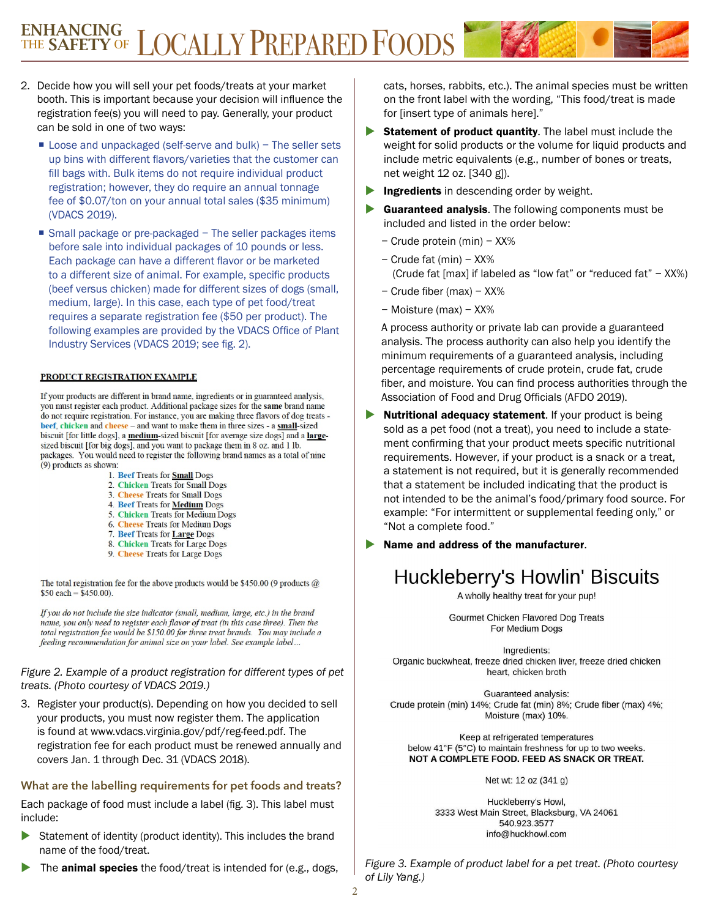2. Decide how you will sell your pet foods/treats at your market booth. This is important because your decision will influence the registration fee(s) you will need to pay. Generally, your product can be sold in one of two ways:
   - Loose and unpackaged (self-serve and bulk) – The seller sets up bins with different flavors/varieties that the customer can fill bags with. Bulk items do not require individual product registration; however, they do require an annual tonnage fee of $0.07/ton on your annual total sales ($35 minimum) (VDACS 2019).
   - Small package or pre-packaged – The seller packages items before sale into individual packages of 10 pounds or less. Each package can have a different flavor or be marketed to a different size of animal. For example, specific products (beef versus chicken) made for different sizes of dogs (small, medium, large). In this case, each type of pet food/treat requires a separate registration fee ($50 per product). The following examples are provided by the VDACS Office of Plant Industry Services (VDACS 2019; see fig. 2).

**PRODUCT REGISTRATION EXAMPLE**

If your products are different in brand name, ingredients or in guaranteed analysis, you must register each product. Additional package sizes for the **same** brand name do not require registration. For instance, you are making three flavors of dog treats - **beef**, **chicken** and **cheese** – and want to make them in three sizes - a **small**-sized biscuit [for little dogs], a **medium**-sized biscuit [for average size dogs] and a **large**-sized biscuit [for big dogs], and you want to package them in 8 oz. and 1 lb. packages. You would need to register the following brand names as a total of nine (9) products as shown:

1. **Beef** Treats for **Small** Dogs
2. **Chicken** Treats for Small Dogs
3. **Cheese** Treats for Small Dogs
4. **Beef** Treats for **Medium** Dogs
5. **Chicken** Treats for Medium Dogs
6. **Cheese** Treats for Medium Dogs
7. **Beef** Treats for **Large** Dogs
8. **Chicken** Treats for Large Dogs
9. **Cheese** Treats for Large Dogs

The total registration fee for the above products would be $450.00 (9 products @ $50 each = $450.00).

*If you do not include the size indicator (small, medium, large, etc.) in the brand name, you only need to register each flavor of treat (in this case three). Then the total registration fee would be $150.00 for three treat brands. You may include a feeding recommendation for animal size on your label. See example label…*

*Figure 2. Example of a product registration for different types of pet treats. (Photo courtesy of VDACS 2019.)*

3. Register your product(s). Depending on how you decided to sell your products, you must now register them. The application is found at www.vdacs.virginia.gov/pdf/reg-feed.pdf. The registration fee for each product must be renewed annually and covers Jan. 1 through Dec. 31 (VDACS 2018).

## What are the labelling requirements for pet foods and treats?

Each package of food must include a label (fig. 3). This label must include:

- Statement of identity (product identity). This includes the brand name of the food/treat.
- The **animal species** the food/treat is intended for (e.g., dogs, cats, horses, rabbits, etc.). The animal species must be written on the front label with the wording, "This food/treat is made for [insert type of animals here]."
- **Statement of product quantity**. The label must include the weight for solid products or the volume for liquid products and include metric equivalents (e.g., number of bones or treats, net weight 12 oz. [340 g]).
- **Ingredients** in descending order by weight.
- **Guaranteed analysis**. The following components must be included and listed in the order below:
  - – Crude protein (min) – XX%
  - – Crude fat (min) – XX% (Crude fat [max] if labeled as "low fat" or "reduced fat" – XX%)
  - – Crude fiber (max) – XX%
  - – Moisture (max) – XX%

  A process authority or private lab can provide a guaranteed analysis. The process authority can also help you identify the minimum requirements of a guaranteed analysis, including percentage requirements of crude protein, crude fat, crude fiber, and moisture. You can find process authorities through the Association of Food and Drug Officials (AFDO 2019).
- **Nutritional adequacy statement**. If your product is being sold as a pet food (not a treat), you need to include a statement confirming that your product meets specific nutritional requirements. However, if your product is a snack or a treat, a statement is not required, but it is generally recommended that a statement be included indicating that the product is not intended to be the animal's food/primary food source. For example: "For intermittent or supplemental feeding only," or "Not a complete food."
- **Name and address of the manufacturer**.

Huckleberry's Howlin' Biscuits

A wholly healthy treat for your pup!

Gourmet Chicken Flavored Dog Treats
For Medium Dogs

Ingredients:
Organic buckwheat, freeze dried chicken liver, freeze dried chicken heart, chicken broth

Guaranteed analysis:
Crude protein (min) 14%; Crude fat (min) 8%; Crude fiber (max) 4%; Moisture (max) 10%.

Keep at refrigerated temperatures below 41°F (5°C) to maintain freshness for up to two weeks.
**NOT A COMPLETE FOOD. FEED AS SNACK OR TREAT.**

Net wt: 12 oz (341 g)

Huckleberry's Howl,
3333 West Main Street, Blacksburg, VA 24061
540.923.3577
info@huckhowl.com

*Figure 3. Example of product label for a pet treat. (Photo courtesy of Lily Yang.)*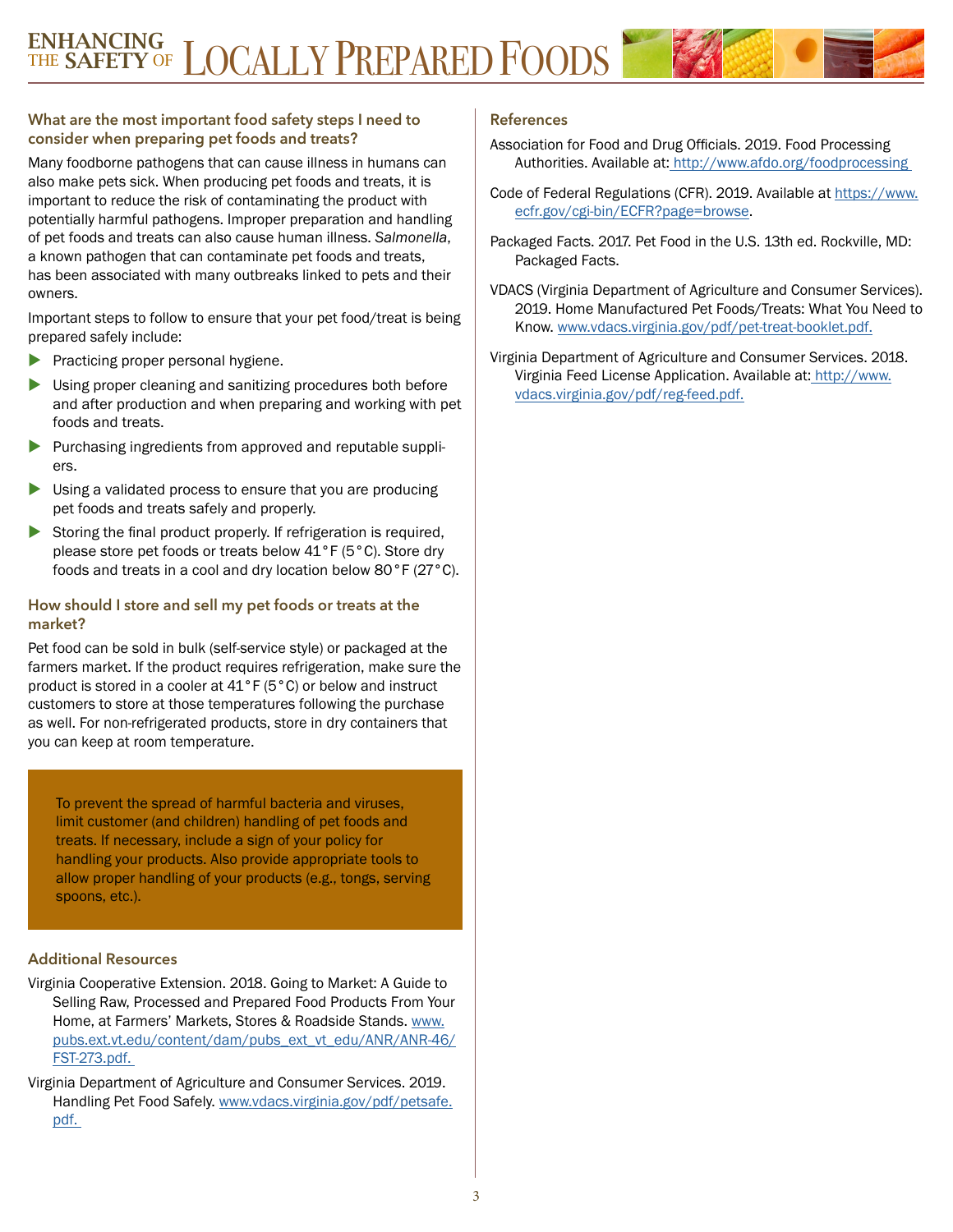## What are the most important food safety steps I need to consider when preparing pet foods and treats?

Many foodborne pathogens that can cause illness in humans can also make pets sick. When producing pet foods and treats, it is important to reduce the risk of contaminating the product with potentially harmful pathogens. Improper preparation and handling of pet foods and treats can also cause human illness. *Salmonella*, a known pathogen that can contaminate pet foods and treats, has been associated with many outbreaks linked to pets and their owners.

Important steps to follow to ensure that your pet food/treat is being prepared safely include:

- Practicing proper personal hygiene.
- Using proper cleaning and sanitizing procedures both before and after production and when preparing and working with pet foods and treats.
- Purchasing ingredients from approved and reputable suppliers.
- Using a validated process to ensure that you are producing pet foods and treats safely and properly.
- Storing the final product properly. If refrigeration is required, please store pet foods or treats below 41°F (5°C). Store dry foods and treats in a cool and dry location below 80°F (27°C).

## How should I store and sell my pet foods or treats at the market?

Pet food can be sold in bulk (self-service style) or packaged at the farmers market. If the product requires refrigeration, make sure the product is stored in a cooler at 41°F (5°C) or below and instruct customers to store at those temperatures following the purchase as well. For non-refrigerated products, store in dry containers that you can keep at room temperature.

> To prevent the spread of harmful bacteria and viruses, limit customer (and children) handling of pet foods and treats. If necessary, include a sign of your policy for handling your products. Also provide appropriate tools to allow proper handling of your products (e.g., tongs, serving spoons, etc.).

## Additional Resources

Virginia Cooperative Extension. 2018. Going to Market: A Guide to Selling Raw, Processed and Prepared Food Products From Your Home, at Farmers' Markets, Stores & Roadside Stands. www.pubs.ext.vt.edu/content/dam/pubs_ext_vt_edu/ANR/ANR-46/FST-273.pdf.

Virginia Department of Agriculture and Consumer Services. 2019. Handling Pet Food Safely. www.vdacs.virginia.gov/pdf/petsafe.pdf.

## References

Association for Food and Drug Officials. 2019. Food Processing Authorities. Available at: http://www.afdo.org/foodprocessing

Code of Federal Regulations (CFR). 2019. Available at https://www.ecfr.gov/cgi-bin/ECFR?page=browse.

Packaged Facts. 2017. Pet Food in the U.S. 13th ed. Rockville, MD: Packaged Facts.

VDACS (Virginia Department of Agriculture and Consumer Services). 2019. Home Manufactured Pet Foods/Treats: What You Need to Know. www.vdacs.virginia.gov/pdf/pet-treat-booklet.pdf.

Virginia Department of Agriculture and Consumer Services. 2018. Virginia Feed License Application. Available at: http://www.vdacs.virginia.gov/pdf/reg-feed.pdf.